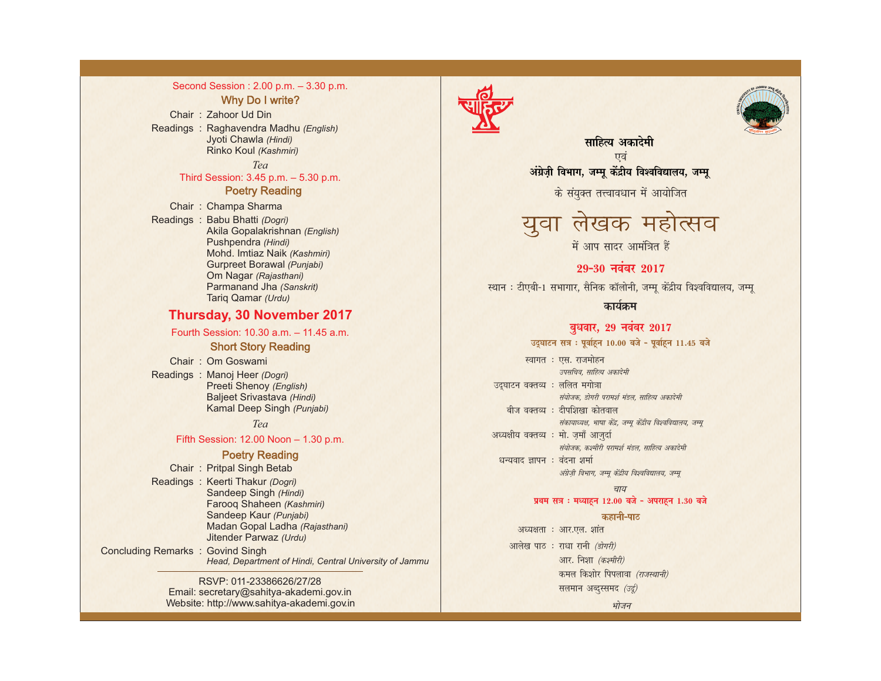Second Session : 2.00 p.m. – 3.30 p.m.

### Why Do I write?

Chair : Zahoor Ud Din

Readings : Raghavendra Madhu *(English)*
Jyoti Chawla *(Hindi)*
Rinko Koul *(Kashmiri)*

*Tea*

Third Session: 3.45 p.m. – 5.30 p.m.

### Poetry Reading

Chair : Champa Sharma

Readings : Babu Bhatti *(Dogri)*
Akila Gopalakrishnan *(English)*
Pushpendra *(Hindi)*
Mohd. Imtiaz Naik *(Kashmiri)*
Gurpreet Borawal *(Punjabi)*
Om Nagar *(Rajasthani)*
Parmanand Jha *(Sanskrit)*
Tariq Qamar *(Urdu)*

## Thursday, 30 November 2017

Fourth Session: 10.30 a.m. – 11.45 a.m.

### Short Story Reading

Chair : Om Goswami

Readings : Manoj Heer *(Dogri)*
Preeti Shenoy *(English)*
Baljeet Srivastava *(Hindi)*
Kamal Deep Singh *(Punjabi)*

*Tea*

Fifth Session: 12.00 Noon – 1.30 p.m.

### Poetry Reading

Chair : Pritpal Singh Betab

Readings : Keerti Thakur *(Dogri)*
Sandeep Singh *(Hindi)*
Farooq Shaheen *(Kashmiri)*
Sandeep Kaur *(Punjabi)*
Madan Gopal Ladha *(Rajasthani)*
Jitender Parwaz *(Urdu)*

Concluding Remarks : Govind Singh
*Head, Department of Hindi, Central University of Jammu*

---

RSVP: 011-23386626/27/28
Email: secretary@sahitya-akademi.gov.in
Website: http://www.sahitya-akademi.gov.in

**साहित्य अकादेमी**
एवं
**अंग्रेज़ी विभाग, जम्मू केंद्रीय विश्वविद्यालय, जम्मू**
के संयुक्त तत्त्वावधान में आयोजित

# युवा लेखक महोत्सव

में आप सादर आमंत्रित हैं

**29-30 नवंबर 2017**

स्थान : टीएबी-1 सभागार, सैनिक कॉलोनी, जम्मू केंद्रीय विश्वविद्यालय, जम्मू

**कार्यक्रम**

## बुधवार, 29 नवंबर 2017

**उद्घाटन सत्र : पूर्वाह्न 10.00 बजे - पूर्वाह्न 11.45 बजे**

स्वागत : एस. राजमोहन
*उपसचिव, साहित्य अकादेमी*

उद्घाटन वक्तव्य : ललित मगोत्रा
*संयोजक, डोगरी परामर्श मंडल, साहित्य अकादेमी*

बीज वक्तव्य : दीपशिखा कोतवाल
*संकायाध्यक्ष, भाषा केंद्र, जम्मू केंद्रीय विश्वविद्यालय, जम्मू*

अध्यक्षीय वक्तव्य : मो. ज़माँ आज़ुर्दा
*संयोजक, कश्मीरी परामर्श मंडल, साहित्य अकादेमी*

धन्यवाद ज्ञापन : वंदना शर्मा
*अंग्रेज़ी विभाग, जम्मू केंद्रीय विश्वविद्यालय, जम्मू*

*चाय*

**प्रथम सत्र : मध्याह्न 12.00 बजे - अपराह्न 1.30 बजे**

### कहानी-पाठ

अध्यक्षता : आर.एल. शांत

आलेख पाठ : राधा रानी *(डोगरी)*
आर. निशा *(कश्मीरी)*
कमल किशोर पिपलावा *(राजस्थानी)*
सलमान अब्दुस्समद *(उर्दू)*

*भोजन*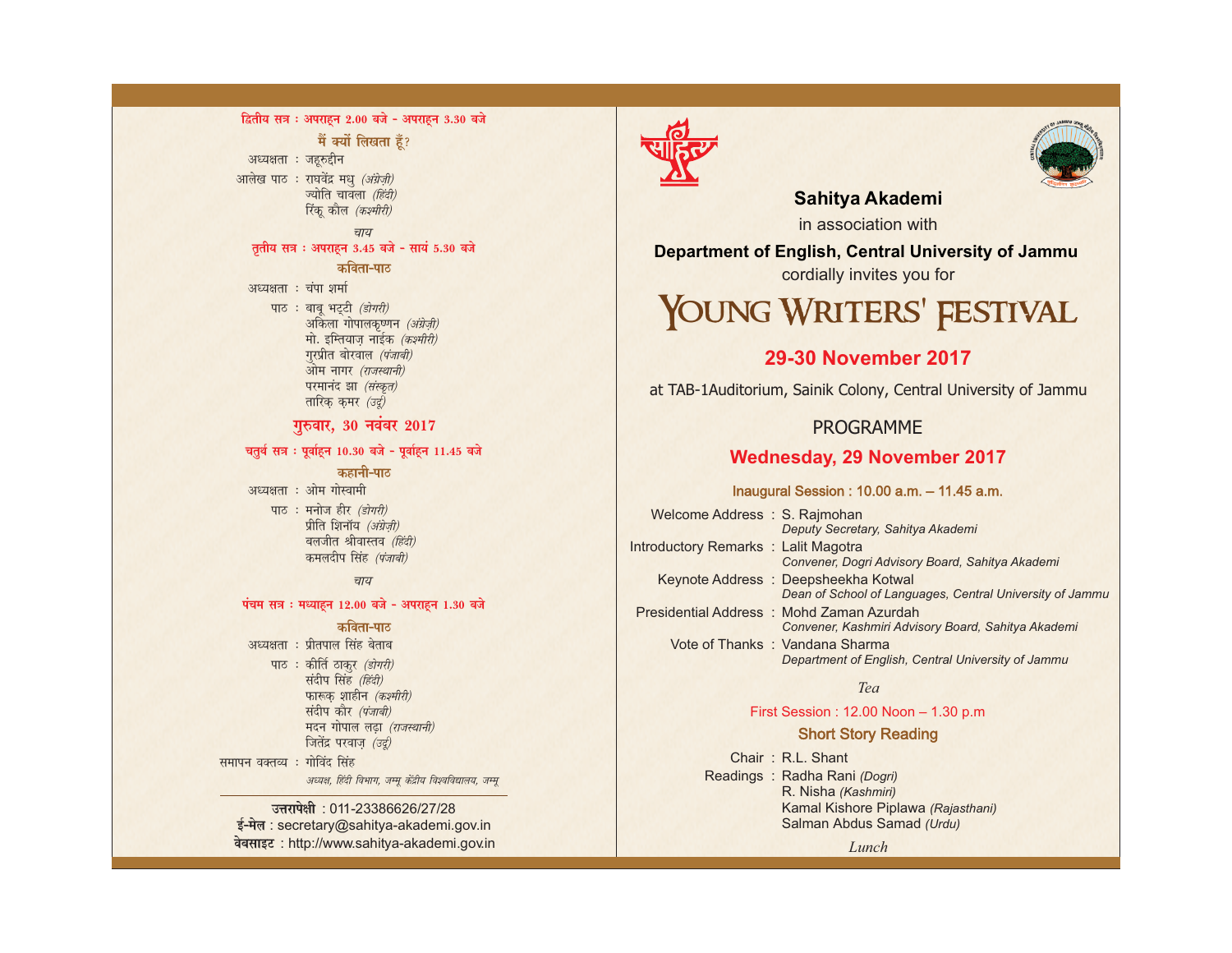**द्वितीय सत्र : अपराह्न 2.00 बजे - अपराह्न 3.30 बजे**

**मैं क्यों लिखता हूँ?**

अध्यक्षता : जहूरुद्दीन

आलेख पाठ : राघवेंद्र मधु *(अंग्रेज़ी)*
ज्योति चावला *(हिंदी)*
रिंकू कौल *(कश्मीरी)*

*चाय*

**तृतीय सत्र : अपराह्न 3.45 बजे - सायं 5.30 बजे**

**कविता-पाठ**

अध्यक्षता : चंपा शर्मा

पाठ : बाबू भट्टी *(डोगरी)*
अकिला गोपालकृष्णन *(अंग्रेज़ी)*
मो. इम्तियाज़ नाईक *(कश्मीरी)*
गुरप्रीत बोरवाल *(पंजाबी)*
ओम नागर *(राजस्थानी)*
परमानंद झा *(संस्कृत)*
तारिक़ क़मर *(उर्दू)*

## गुरुवार, 30 नवंबर 2017

**चतुर्थ सत्र : पूर्वाह्न 10.30 बजे - पूर्वाह्न 11.45 बजे**

**कहानी-पाठ**

अध्यक्षता : ओम गोस्वामी

पाठ : मनोज हीर *(डोगरी)*
प्रीति शिनॉय *(अंग्रेज़ी)*
बलजीत श्रीवास्तव *(हिंदी)*
कमलदीप सिंह *(पंजाबी)*

*चाय*

**पंचम सत्र : मध्याह्न 12.00 बजे - अपराह्न 1.30 बजे**

**कविता-पाठ**

अध्यक्षता : प्रीतपाल सिंह बेताब

पाठ : कीर्ति ठाकुर *(डोगरी)*
संदीप सिंह *(हिंदी)*
फारूक़ शाहीन *(कश्मीरी)*
संदीप कौर *(पंजाबी)*
मदन गोपाल लढ़ा *(राजस्थानी)*
जितेंद्र परवाज़ *(उर्दू)*

समापन वक्तव्य : गोविंद सिंह
*अध्यक्ष, हिंदी विभाग, जम्मू केंद्रीय विश्वविद्यालय, जम्मू*

---

**उत्तरापेक्षी** : 011-23386626/27/28
**ई-मेल** : secretary@sahitya-akademi.gov.in
**वेबसाइट** : http://www.sahitya-akademi.gov.in

**Sahitya Akademi**

in association with

**Department of English, Central University of Jammu**

cordially invites you for

# YOUNG WRITERS' FESTIVAL

## 29-30 November 2017

at TAB-1Auditorium, Sainik Colony, Central University of Jammu

PROGRAMME

## Wednesday, 29 November 2017

**Inaugural Session : 10.00 a.m. – 11.45 a.m.**

Welcome Address : S. Rajmohan
*Deputy Secretary, Sahitya Akademi*

Introductory Remarks : Lalit Magotra
*Convener, Dogri Advisory Board, Sahitya Akademi*

Keynote Address : Deepsheekha Kotwal
*Dean of School of Languages, Central University of Jammu*

Presidential Address : Mohd Zaman Azurdah
*Convener, Kashmiri Advisory Board, Sahitya Akademi*

Vote of Thanks : Vandana Sharma
*Department of English, Central University of Jammu*

*Tea*

**First Session : 12.00 Noon – 1.30 p.m**

**Short Story Reading**

Chair : R.L. Shant

Readings : Radha Rani *(Dogri)*
R. Nisha *(Kashmiri)*
Kamal Kishore Piplawa *(Rajasthani)*
Salman Abdus Samad *(Urdu)*

*Lunch*